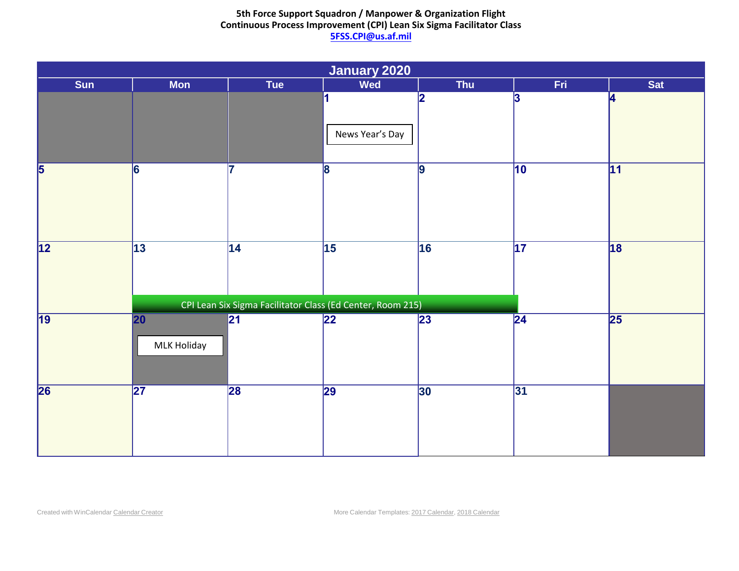**5th Force Support Squadron / Manpower & Organization Flight**
**Continuous Process Improvement (CPI) Lean Six Sigma Facilitator Class**
**5FSS.CPI@us.af.mil**

## January 2020

| Sun | Mon | Tue | Wed | Thu | Fri | Sat |
|---|---|---|---|---|---|---|
| | | | 1 News Year's Day | 2 | 3 | 4 |
| 5 | 6 | 7 | 8 | 9 | 10 | 11 |
| 12 | 13 CPI Lean Six Sigma Facilitator Class (Ed Center, Room 215) | 14 CPI Lean Six Sigma Facilitator Class (Ed Center, Room 215) | 15 CPI Lean Six Sigma Facilitator Class (Ed Center, Room 215) | 16 CPI Lean Six Sigma Facilitator Class (Ed Center, Room 215) | 17 | 18 |
| 19 | 20 MLK Holiday | 21 | 22 | 23 | 24 | 25 |
| 26 | 27 | 28 | 29 | 30 | 31 | |

Created with WinCalendar Calendar Creator

More Calendar Templates: 2017 Calendar, 2018 Calendar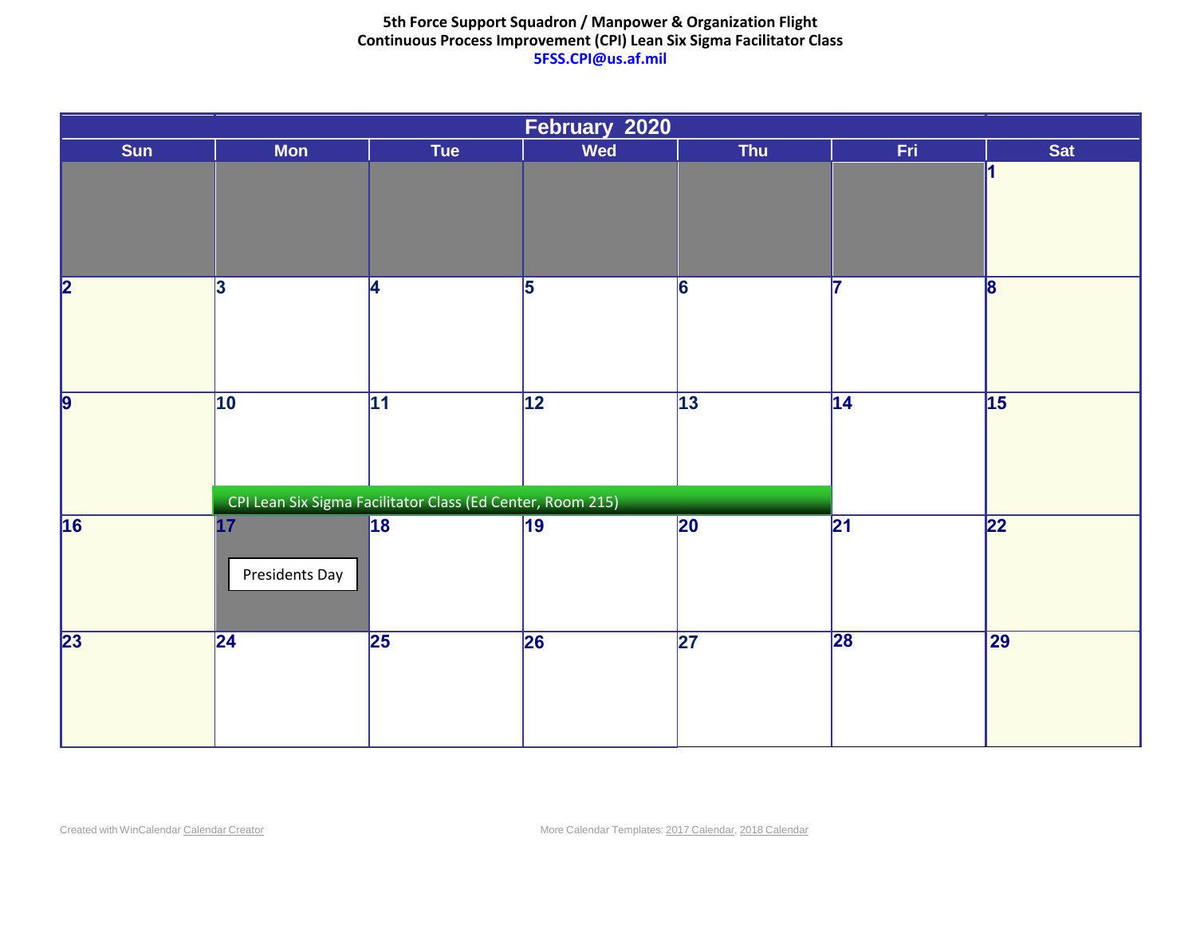**5th Force Support Squadron / Manpower & Organization Flight**
**Continuous Process Improvement (CPI) Lean Six Sigma Facilitator Class**
**5FSS.CPI@us.af.mil**

## February 2020

| Sun | Mon | Tue | Wed | Thu | Fri | Sat |
|---|---|---|---|---|---|---|
| | | | | | | 1 |
| 2 | 3 | 4 | 5 | 6 | 7 | 8 |
| 9 | 10 CPI Lean Six Sigma Facilitator Class (Ed Center, Room 215) | 11 CPI Lean Six Sigma Facilitator Class (Ed Center, Room 215) | 12 CPI Lean Six Sigma Facilitator Class (Ed Center, Room 215) | 13 CPI Lean Six Sigma Facilitator Class (Ed Center, Room 215) | 14 | 15 |
| 16 | 17 Presidents Day | 18 | 19 | 20 | 21 | 22 |
| 23 | 24 | 25 | 26 | 27 | 28 | 29 |

Created with WinCalendar Calendar Creator

More Calendar Templates: 2017 Calendar, 2018 Calendar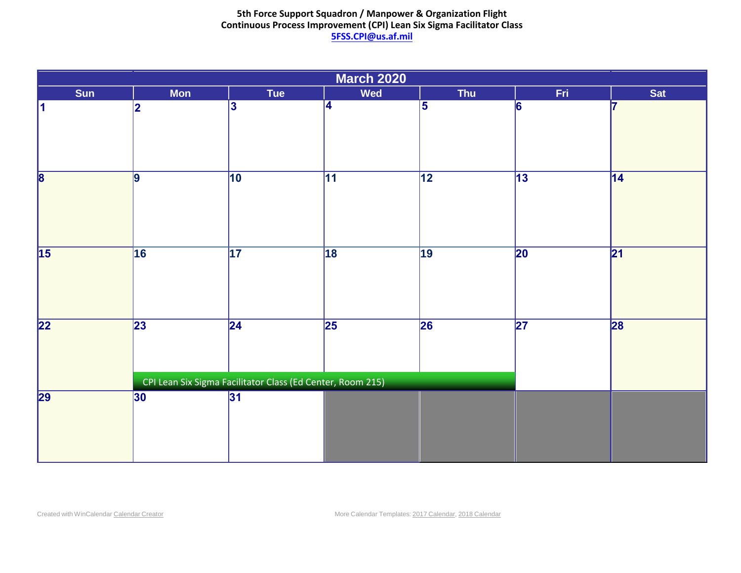**5th Force Support Squadron / Manpower & Organization Flight**
**Continuous Process Improvement (CPI) Lean Six Sigma Facilitator Class**
**5FSS.CPI@us.af.mil**

| March 2020 | | | | | | |
|---|---|---|---|---|---|---|
| **Sun** | **Mon** | **Tue** | **Wed** | **Thu** | **Fri** | **Sat** |
| 1 | 2 | 3 | 4 | 5 | 6 | 7 |
| 8 | 9 | 10 | 11 | 12 | 13 | 14 |
| 15 | 16 | 17 | 18 | 19 | 20 | 21 |
| 22 | 23 CPI Lean Six Sigma Facilitator Class (Ed Center, Room 215) | 24 | 25 | 26 | 27 | 28 |
| 29 | 30 | 31 | | | | |

Created with WinCalendar Calendar Creator

More Calendar Templates: 2017 Calendar, 2018 Calendar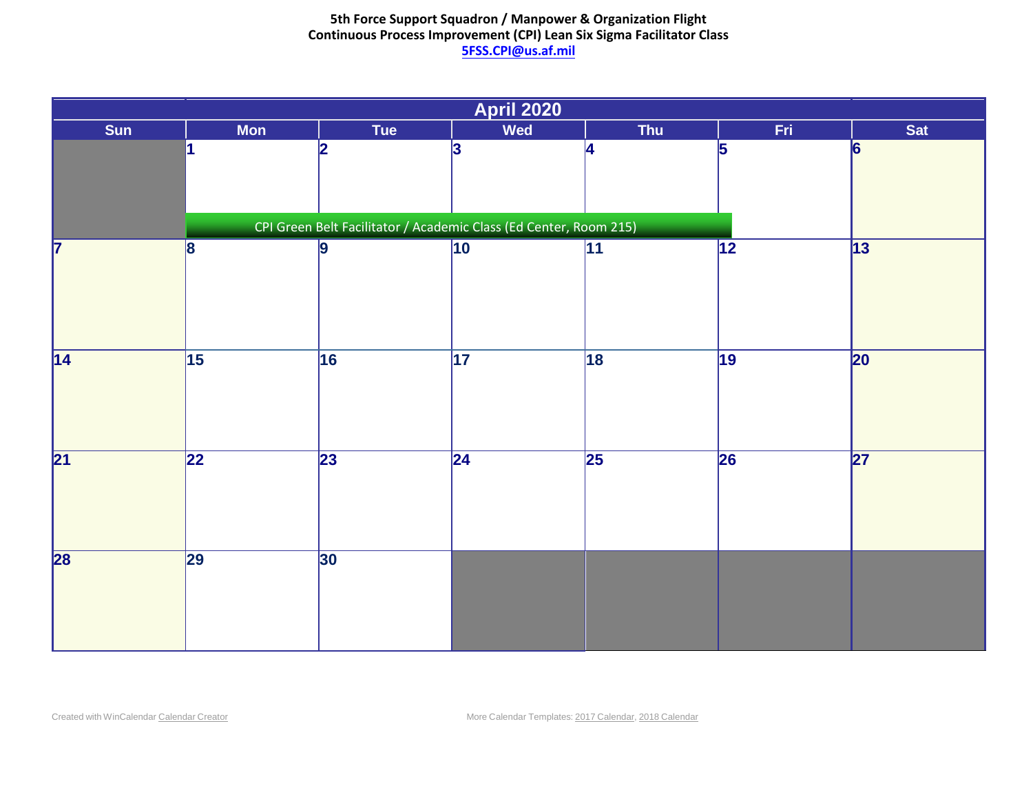**5th Force Support Squadron / Manpower & Organization Flight**
**Continuous Process Improvement (CPI) Lean Six Sigma Facilitator Class**
**5FSS.CPI@us.af.mil**

## April 2020

| Sun | Mon | Tue | Wed | Thu | Fri | Sat |
|---|---|---|---|---|---|---|
| | 1 CPI Green Belt Facilitator / Academic Class (Ed Center, Room 215) | 2 | 3 | 4 | 5 | 6 |
| 7 | 8 | 9 | 10 | 11 | 12 | 13 |
| 14 | 15 | 16 | 17 | 18 | 19 | 20 |
| 21 | 22 | 23 | 24 | 25 | 26 | 27 |
| 28 | 29 | 30 | | | | |

Created with WinCalendar Calendar Creator

More Calendar Templates: 2017 Calendar, 2018 Calendar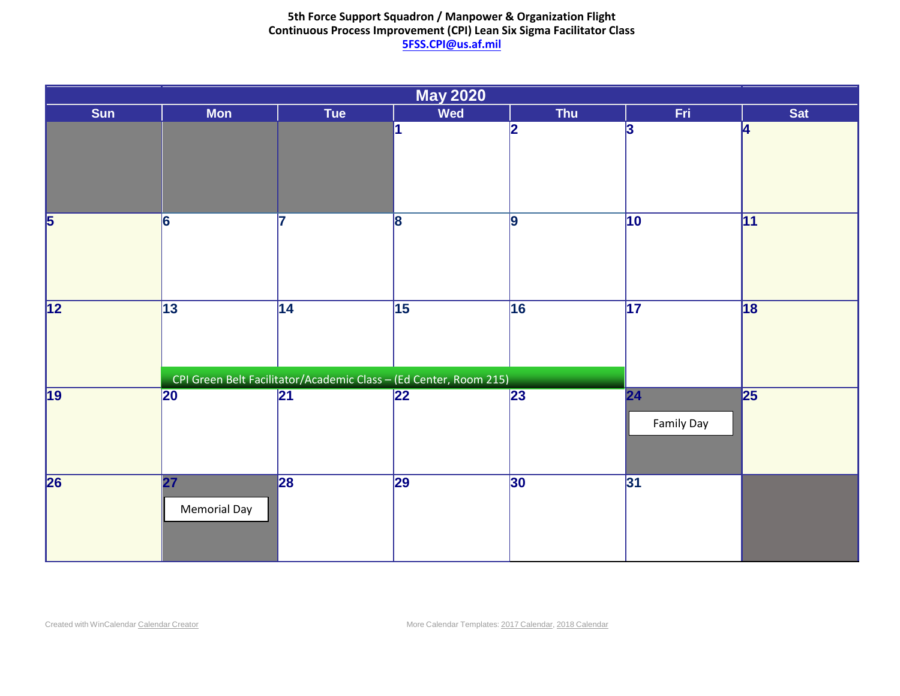**5th Force Support Squadron / Manpower & Organization Flight**
**Continuous Process Improvement (CPI) Lean Six Sigma Facilitator Class**
**5FSS.CPI@us.af.mil**

## May 2020

| Sun | Mon | Tue | Wed | Thu | Fri | Sat |
|---|---|---|---|---|---|---|
| | | | 1 | 2 | 3 | 4 |
| 5 | 6 | 7 | 8 | 9 | 10 | 11 |
| 12 | 13 CPI Green Belt Facilitator/Academic Class – (Ed Center, Room 215) | 14 CPI Green Belt Facilitator/Academic Class – (Ed Center, Room 215) | 15 CPI Green Belt Facilitator/Academic Class – (Ed Center, Room 215) | 16 CPI Green Belt Facilitator/Academic Class – (Ed Center, Room 215) | 17 | 18 |
| 19 | 20 | 21 | 22 | 23 | 24 Family Day | 25 |
| 26 | 27 Memorial Day | 28 | 29 | 30 | 31 | |

Created with WinCalendar Calendar Creator

More Calendar Templates: 2017 Calendar, 2018 Calendar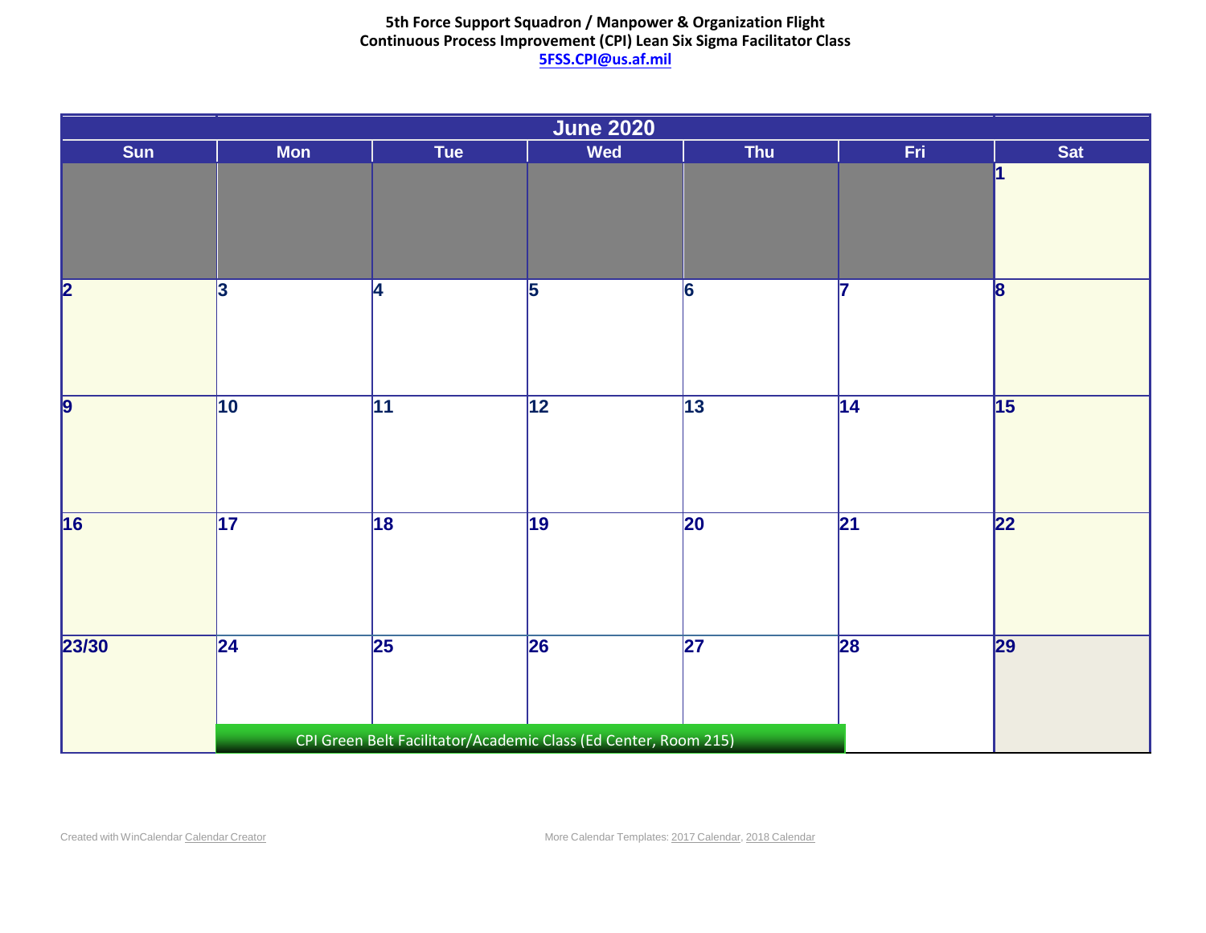**5th Force Support Squadron / Manpower & Organization Flight**
**Continuous Process Improvement (CPI) Lean Six Sigma Facilitator Class**
**5FSS.CPI@us.af.mil**

| June 2020 | | | | | | |
|---|---|---|---|---|---|---|
| **Sun** | **Mon** | **Tue** | **Wed** | **Thu** | **Fri** | **Sat** |
| | | | | | | 1 |
| 2 | 3 | 4 | 5 | 6 | 7 | 8 |
| 9 | 10 | 11 | 12 | 13 | 14 | 15 |
| 16 | 17 | 18 | 19 | 20 | 21 | 22 |
| 23/30 | 24 CPI Green Belt Facilitator/Academic Class (Ed Center, Room 215) | 25 CPI Green Belt Facilitator/Academic Class (Ed Center, Room 215) | 26 CPI Green Belt Facilitator/Academic Class (Ed Center, Room 215) | 27 CPI Green Belt Facilitator/Academic Class (Ed Center, Room 215) | 28 | 29 |

Created with WinCalendar Calendar Creator                More Calendar Templates: 2017 Calendar, 2018 Calendar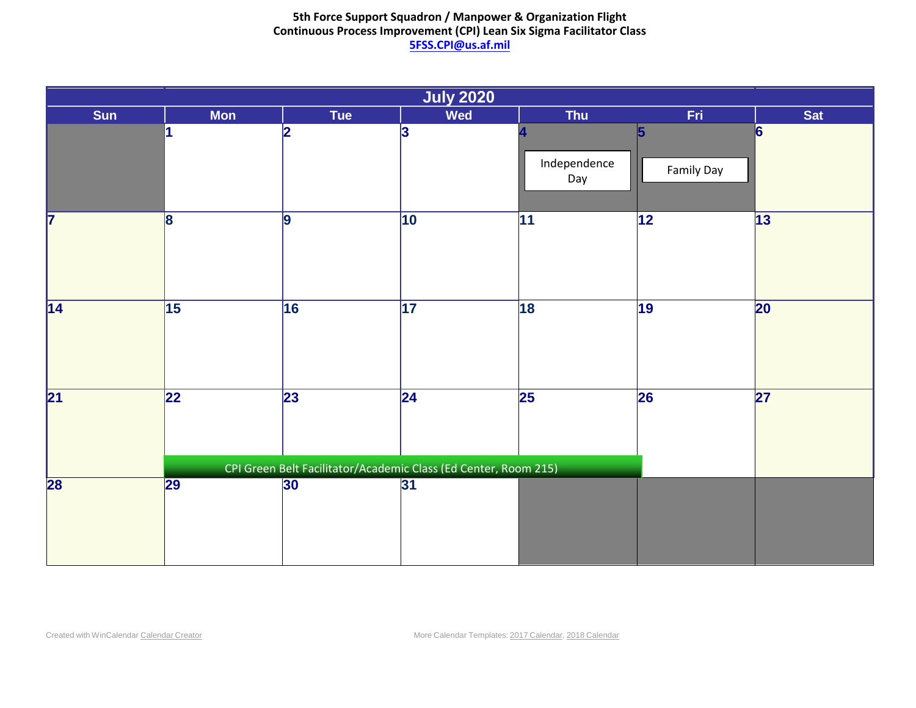**5th Force Support Squadron / Manpower & Organization Flight**
**Continuous Process Improvement (CPI) Lean Six Sigma Facilitator Class**
**5FSS.CPI@us.af.mil**

| July 2020 | | | | | | |
|---|---|---|---|---|---|---|
| **Sun** | **Mon** | **Tue** | **Wed** | **Thu** | **Fri** | **Sat** |
| | 1 | 2 | 3 | 4 Independence Day | 5 Family Day | 6 |
| 7 | 8 | 9 | 10 | 11 | 12 | 13 |
| 14 | 15 | 16 | 17 | 18 | 19 | 20 |
| 21 | 22 CPI Green Belt Facilitator/Academic Class (Ed Center, Room 215) | 23 CPI Green Belt Facilitator/Academic Class (Ed Center, Room 215) | 24 CPI Green Belt Facilitator/Academic Class (Ed Center, Room 215) | 25 CPI Green Belt Facilitator/Academic Class (Ed Center, Room 215) | 26 | 27 |
| 28 | 29 | 30 | 31 | | | |

Created with WinCalendar Calendar Creator

More Calendar Templates: 2017 Calendar, 2018 Calendar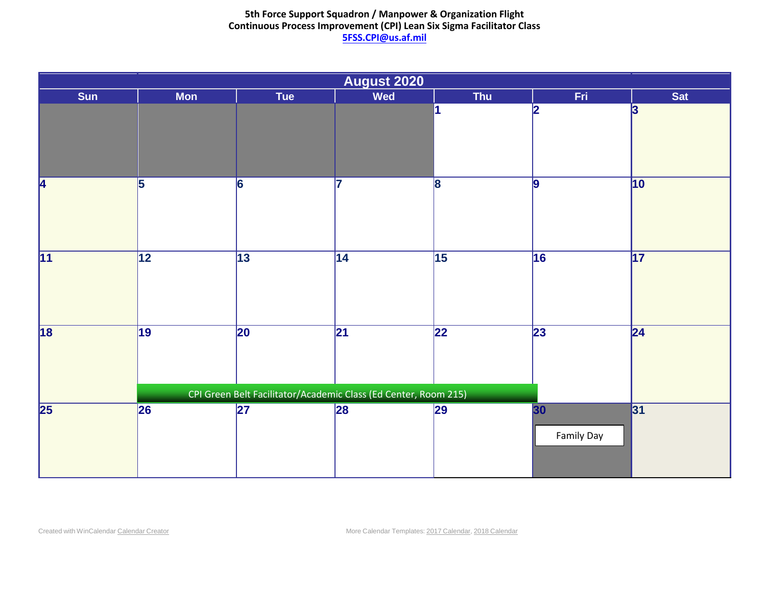**5th Force Support Squadron / Manpower & Organization Flight**
**Continuous Process Improvement (CPI) Lean Six Sigma Facilitator Class**
**5FSS.CPI@us.af.mil**

## August 2020

| Sun | Mon | Tue | Wed | Thu | Fri | Sat |
|---|---|---|---|---|---|---|
| | | | | 1 | 2 | 3 |
| 4 | 5 | 6 | 7 | 8 | 9 | 10 |
| 11 | 12 | 13 | 14 | 15 | 16 | 17 |
| 18 | 19 CPI Green Belt Facilitator/Academic Class (Ed Center, Room 215) | 20 CPI Green Belt Facilitator/Academic Class (Ed Center, Room 215) | 21 CPI Green Belt Facilitator/Academic Class (Ed Center, Room 215) | 22 CPI Green Belt Facilitator/Academic Class (Ed Center, Room 215) | 23 | 24 |
| 25 | 26 | 27 | 28 | 29 | 30 Family Day | 31 |

Created with WinCalendar Calendar Creator

More Calendar Templates: 2017 Calendar, 2018 Calendar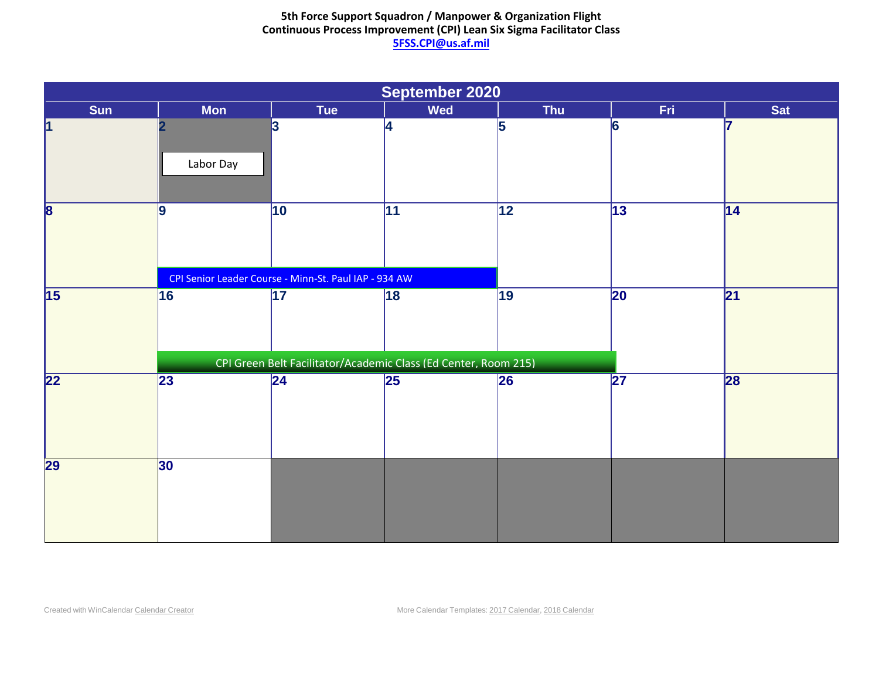**5th Force Support Squadron / Manpower & Organization Flight**
**Continuous Process Improvement (CPI) Lean Six Sigma Facilitator Class**
**5FSS.CPI@us.af.mil**

## September 2020

| Sun | Mon | Tue | Wed | Thu | Fri | Sat |
|---|---|---|---|---|---|---|
| 1 | 2 Labor Day | 3 | 4 | 5 | 6 | 7 |
| 8 | 9 CPI Senior Leader Course - Minn-St. Paul IAP - 934 AW | 10 CPI Senior Leader Course - Minn-St. Paul IAP - 934 AW | 11 CPI Senior Leader Course - Minn-St. Paul IAP - 934 AW | 12 | 13 | 14 |
| 15 | 16 CPI Green Belt Facilitator/Academic Class (Ed Center, Room 215) | 17 CPI Green Belt Facilitator/Academic Class (Ed Center, Room 215) | 18 CPI Green Belt Facilitator/Academic Class (Ed Center, Room 215) | 19 CPI Green Belt Facilitator/Academic Class (Ed Center, Room 215) | 20 | 21 |
| 22 | 23 | 24 | 25 | 26 | 27 | 28 |
| 29 | 30 | | | | | |

Created with WinCalendar Calendar Creator

More Calendar Templates: 2017 Calendar, 2018 Calendar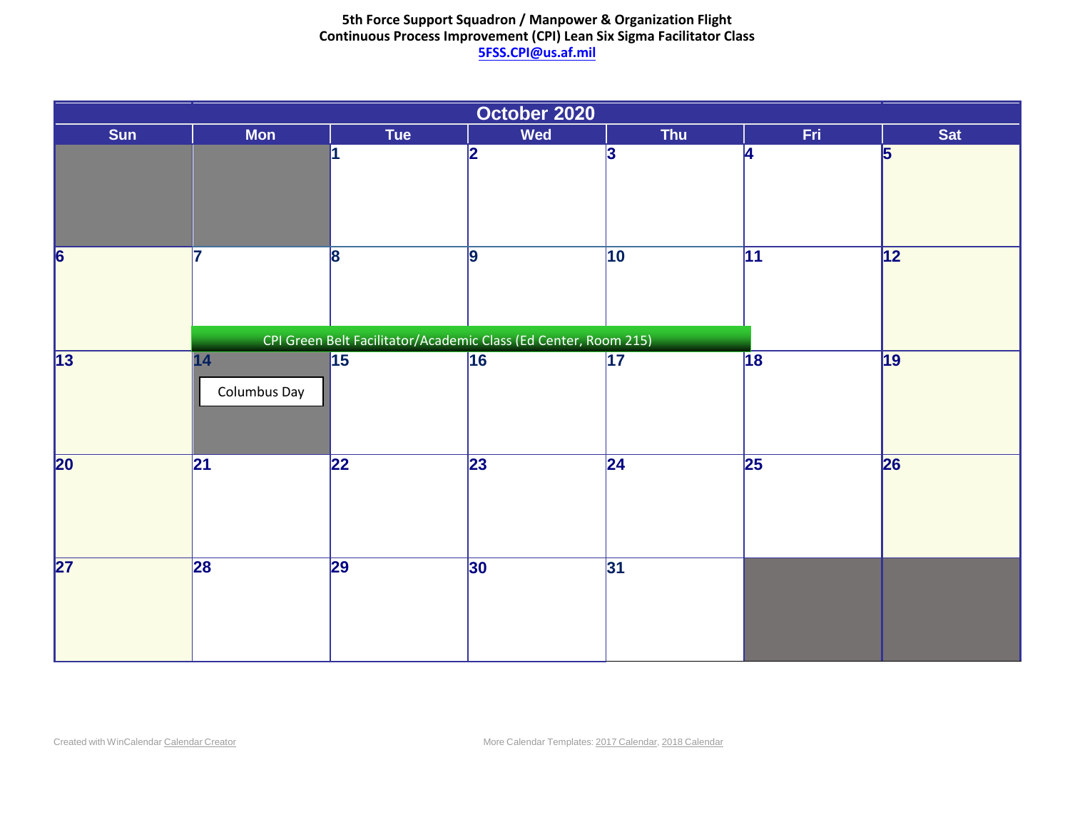**5th Force Support Squadron / Manpower & Organization Flight**
**Continuous Process Improvement (CPI) Lean Six Sigma Facilitator Class**
**5FSS.CPI@us.af.mil**

## October 2020

| Sun | Mon | Tue | Wed | Thu | Fri | Sat |
|---|---|---|---|---|---|---|
| | | 1 | 2 | 3 | 4 | 5 |
| 6 | 7 CPI Green Belt Facilitator/Academic Class (Ed Center, Room 215) | 8 CPI Green Belt Facilitator/Academic Class (Ed Center, Room 215) | 9 CPI Green Belt Facilitator/Academic Class (Ed Center, Room 215) | 10 CPI Green Belt Facilitator/Academic Class (Ed Center, Room 215) | 11 | 12 |
| 13 | 14 Columbus Day | 15 | 16 | 17 | 18 | 19 |
| 20 | 21 | 22 | 23 | 24 | 25 | 26 |
| 27 | 28 | 29 | 30 | 31 | | |

Created with WinCalendar Calendar Creator

More Calendar Templates: 2017 Calendar, 2018 Calendar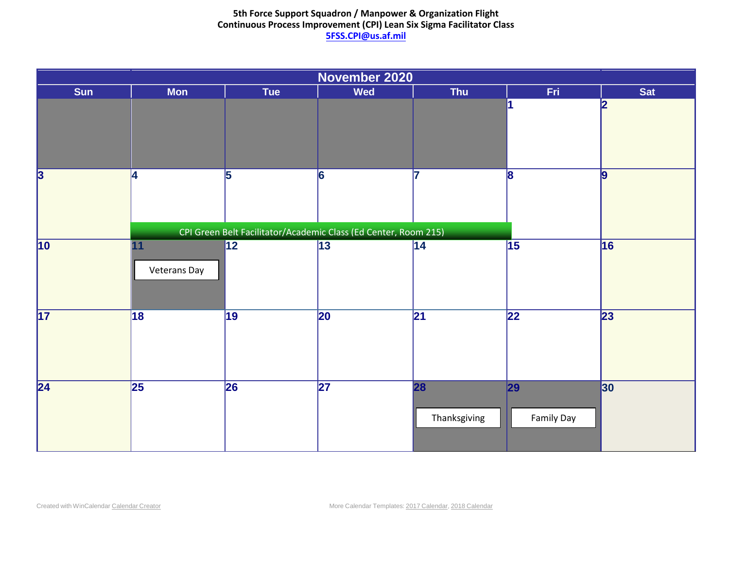**5th Force Support Squadron / Manpower & Organization Flight**
**Continuous Process Improvement (CPI) Lean Six Sigma Facilitator Class**
**5FSS.CPI@us.af.mil**

| November 2020 | | | | | | |
|---|---|---|---|---|---|---|
| **Sun** | **Mon** | **Tue** | **Wed** | **Thu** | **Fri** | **Sat** |
| | | | | | 1 | 2 |
| 3 | 4 CPI Green Belt Facilitator/Academic Class (Ed Center, Room 215) | 5 CPI Green Belt Facilitator/Academic Class (Ed Center, Room 215) | 6 CPI Green Belt Facilitator/Academic Class (Ed Center, Room 215) | 7 CPI Green Belt Facilitator/Academic Class (Ed Center, Room 215) | 8 | 9 |
| 10 | 11 Veterans Day | 12 | 13 | 14 | 15 | 16 |
| 17 | 18 | 19 | 20 | 21 | 22 | 23 |
| 24 | 25 | 26 | 27 | 28 Thanksgiving | 29 Family Day | 30 |

Created with WinCalendar Calendar Creator

More Calendar Templates: 2017 Calendar, 2018 Calendar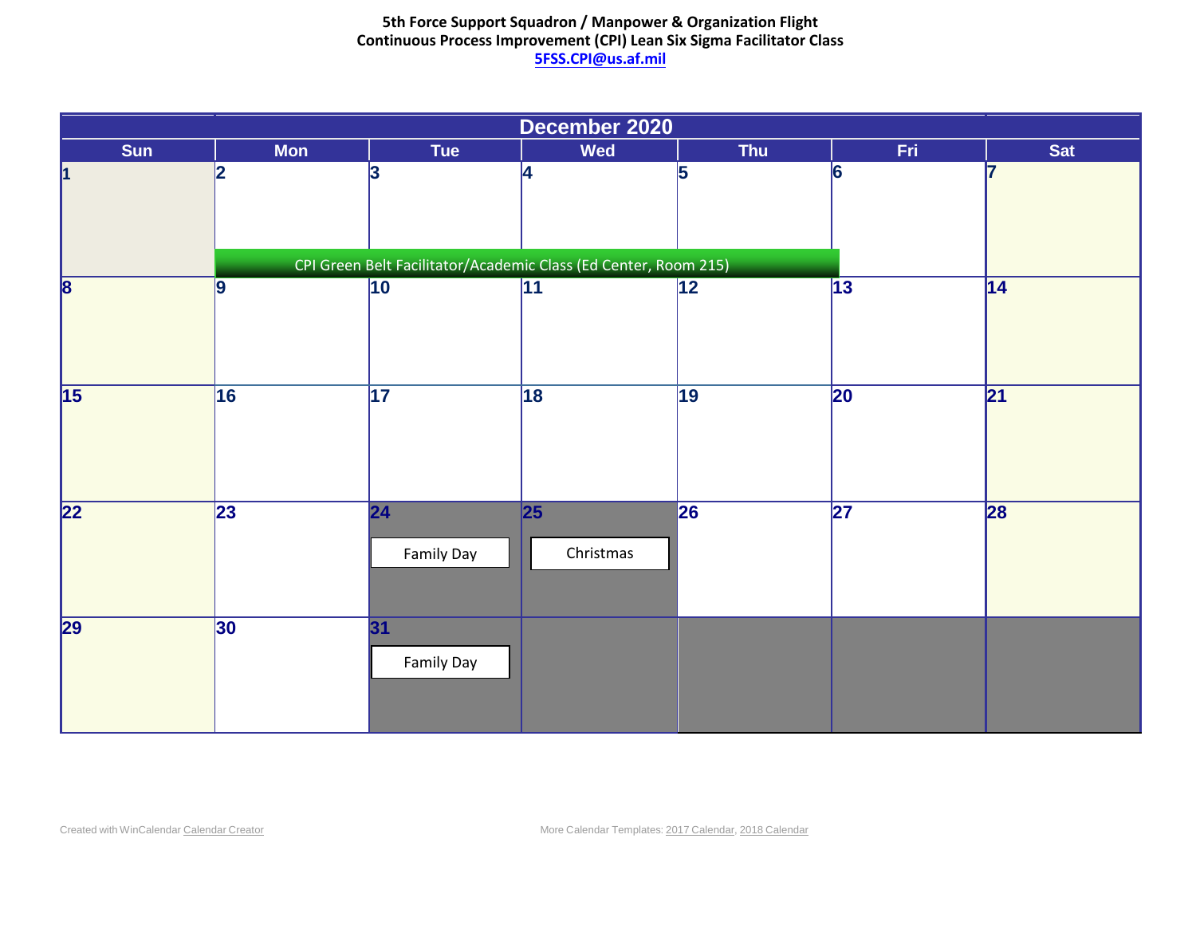**5th Force Support Squadron / Manpower & Organization Flight**
**Continuous Process Improvement (CPI) Lean Six Sigma Facilitator Class**
**5FSS.CPI@us.af.mil**

## December 2020

| Sun | Mon | Tue | Wed | Thu | Fri | Sat |
|---|---|---|---|---|---|---|
| 1 | 2 CPI Green Belt Facilitator/Academic Class (Ed Center, Room 215) | 3 CPI Green Belt Facilitator/Academic Class (Ed Center, Room 215) | 4 CPI Green Belt Facilitator/Academic Class (Ed Center, Room 215) | 5 CPI Green Belt Facilitator/Academic Class (Ed Center, Room 215) | 6 | 7 |
| 8 | 9 | 10 | 11 | 12 | 13 | 14 |
| 15 | 16 | 17 | 18 | 19 | 20 | 21 |
| 22 | 23 | 24 Family Day | 25 Christmas | 26 | 27 | 28 |
| 29 | 30 | 31 Family Day | | | | |

Created with WinCalendar Calendar Creator

More Calendar Templates: 2017 Calendar, 2018 Calendar